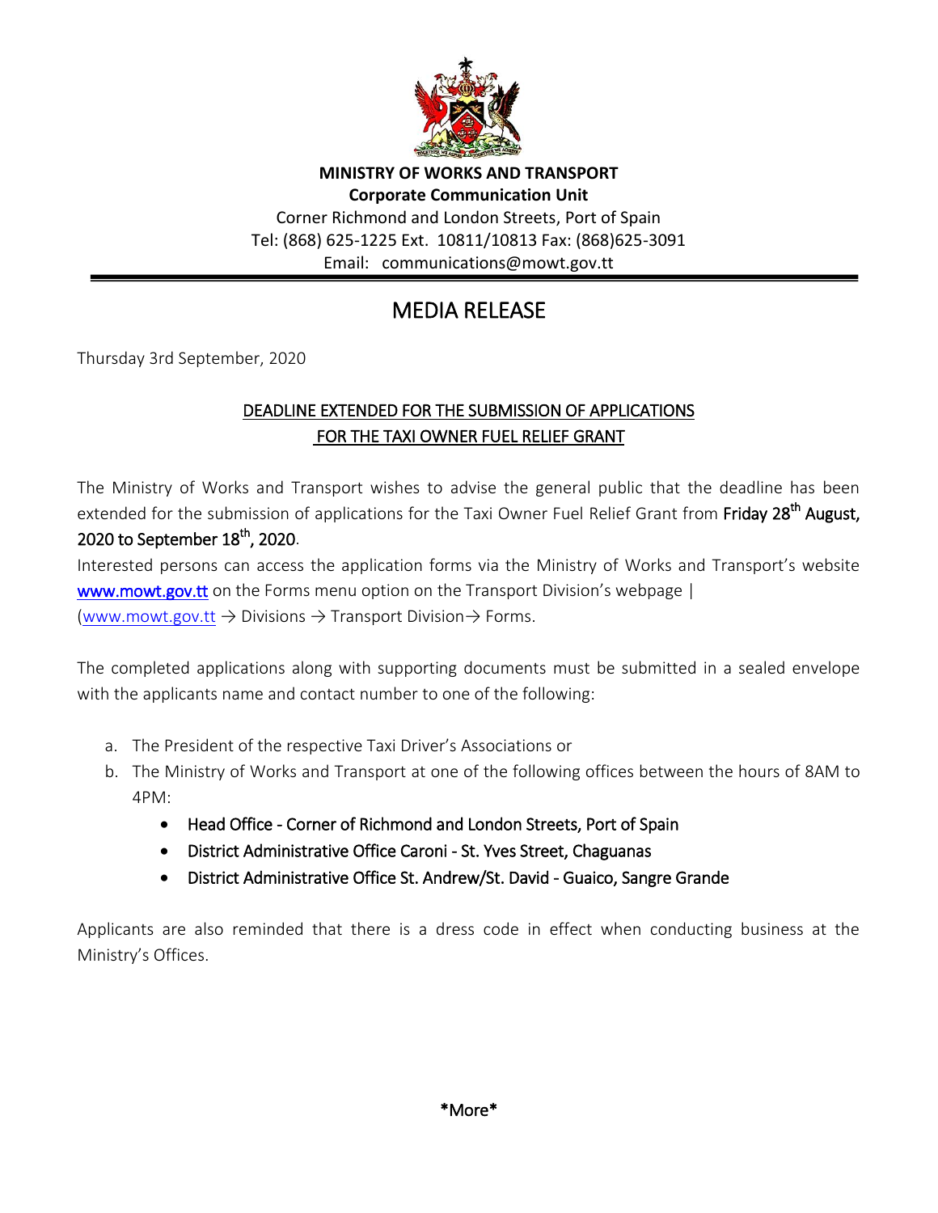**MINISTRY OF WORKS AND TRANSPORT**

**Corporate Communication Unit**

Corner Richmond and London Streets, Port of Spain

Tel: (868) 625-1225 Ext. 10811/10813 Fax: (868)625-3091

Email: communications@mowt.gov.tt

---

# MEDIA RELEASE

Thursday 3rd September, 2020

## DEADLINE EXTENDED FOR THE SUBMISSION OF APPLICATIONS FOR THE TAXI OWNER FUEL RELIEF GRANT

The Ministry of Works and Transport wishes to advise the general public that the deadline has been extended for the submission of applications for the Taxi Owner Fuel Relief Grant from **Friday 28th August, 2020 to September 18th, 2020**.

Interested persons can access the application forms via the Ministry of Works and Transport's website **www.mowt.gov.tt** on the Forms menu option on the Transport Division's webpage | (www.mowt.gov.tt → Divisions → Transport Division→ Forms.

The completed applications along with supporting documents must be submitted in a sealed envelope with the applicants name and contact number to one of the following:

a. The President of the respective Taxi Driver's Associations or
b. The Ministry of Works and Transport at one of the following offices between the hours of 8AM to 4PM:
    - Head Office - Corner of Richmond and London Streets, Port of Spain
    - District Administrative Office Caroni - St. Yves Street, Chaguanas
    - District Administrative Office St. Andrew/St. David - Guaico, Sangre Grande

Applicants are also reminded that there is a dress code in effect when conducting business at the Ministry's Offices.

**\*More\***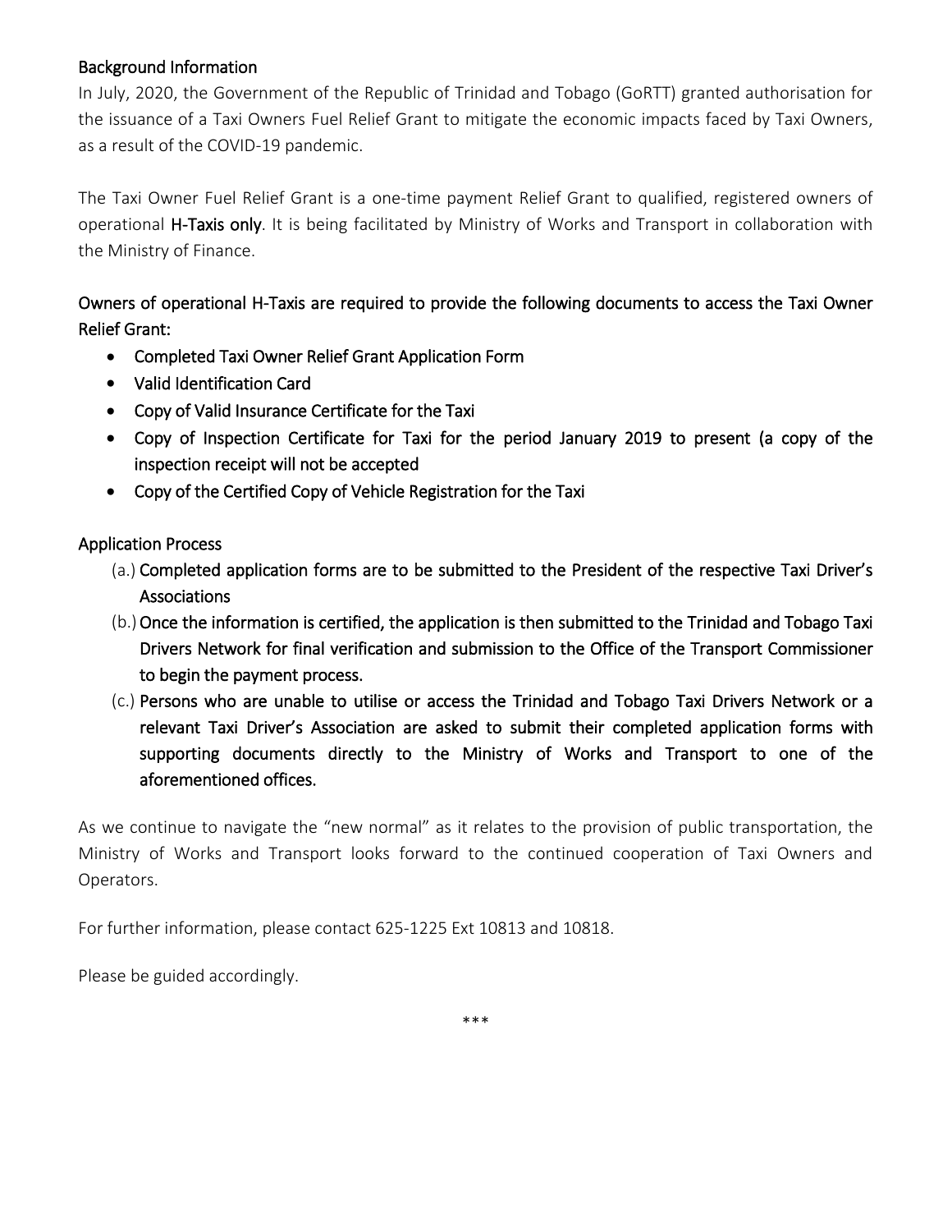## Background Information

In July, 2020, the Government of the Republic of Trinidad and Tobago (GoRTT) granted authorisation for the issuance of a Taxi Owners Fuel Relief Grant to mitigate the economic impacts faced by Taxi Owners, as a result of the COVID-19 pandemic.

The Taxi Owner Fuel Relief Grant is a one-time payment Relief Grant to qualified, registered owners of operational **H-Taxis only**. It is being facilitated by Ministry of Works and Transport in collaboration with the Ministry of Finance.

**Owners of operational H-Taxis are required to provide the following documents to access the Taxi Owner Relief Grant:**

- Completed Taxi Owner Relief Grant Application Form
- Valid Identification Card
- Copy of Valid Insurance Certificate for the Taxi
- Copy of Inspection Certificate for Taxi for the period January 2019 to present (a copy of the inspection receipt will not be accepted
- Copy of the Certified Copy of Vehicle Registration for the Taxi

## Application Process

(a.) Completed application forms are to be submitted to the President of the respective Taxi Driver's Associations

(b.) Once the information is certified, the application is then submitted to the Trinidad and Tobago Taxi Drivers Network for final verification and submission to the Office of the Transport Commissioner to begin the payment process.

(c.) Persons who are unable to utilise or access the Trinidad and Tobago Taxi Drivers Network or a relevant Taxi Driver's Association are asked to submit their completed application forms with supporting documents directly to the Ministry of Works and Transport to one of the aforementioned offices.

As we continue to navigate the "new normal" as it relates to the provision of public transportation, the Ministry of Works and Transport looks forward to the continued cooperation of Taxi Owners and Operators.

For further information, please contact 625-1225 Ext 10813 and 10818.

Please be guided accordingly.

\*\*\*